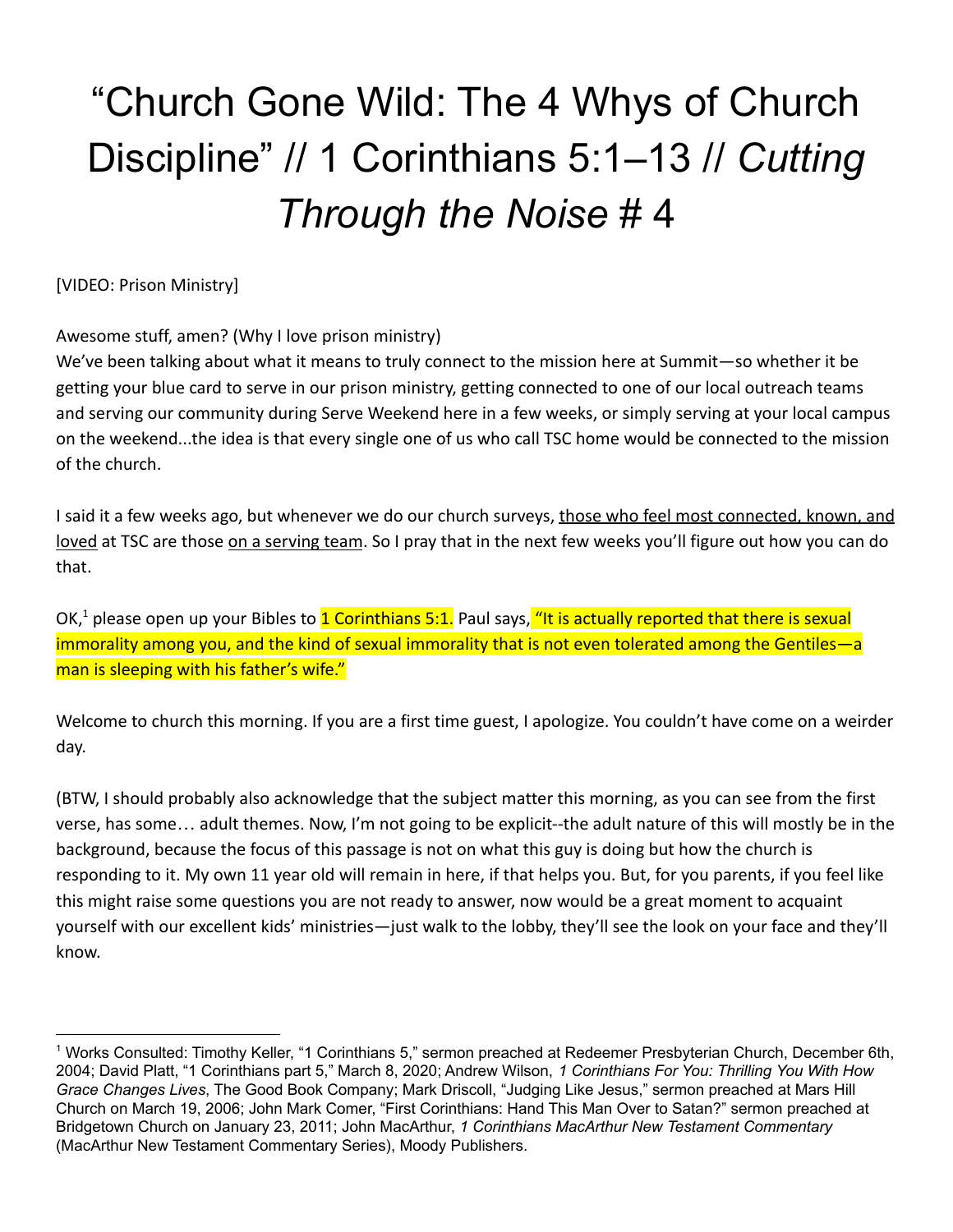# "Church Gone Wild: The 4 Whys of Church Discipline" // 1 Corinthians 5:1–13 // *Cutting Through the Noise* # 4

[VIDEO: Prison Ministry]

Awesome stuff, amen? (Why I love prison ministry)
We've been talking about what it means to truly connect to the mission here at Summit—so whether it be getting your blue card to serve in our prison ministry, getting connected to one of our local outreach teams and serving our community during Serve Weekend here in a few weeks, or simply serving at your local campus on the weekend...the idea is that every single one of us who call TSC home would be connected to the mission of the church.

I said it a few weeks ago, but whenever we do our church surveys, <u>those who feel most connected, known, and loved</u> at TSC are those <u>on a serving team</u>. So I pray that in the next few weeks you'll figure out how you can do that.

OK,[1] please open up your Bibles to 1 Corinthians 5:1. Paul says, "It is actually reported that there is sexual immorality among you, and the kind of sexual immorality that is not even tolerated among the Gentiles—a man is sleeping with his father's wife."

Welcome to church this morning. If you are a first time guest, I apologize. You couldn't have come on a weirder day.

(BTW, I should probably also acknowledge that the subject matter this morning, as you can see from the first verse, has some… adult themes. Now, I'm not going to be explicit--the adult nature of this will mostly be in the background, because the focus of this passage is not on what this guy is doing but how the church is responding to it. My own 11 year old will remain in here, if that helps you. But, for you parents, if you feel like this might raise some questions you are not ready to answer, now would be a great moment to acquaint yourself with our excellent kids' ministries—just walk to the lobby, they'll see the look on your face and they'll know.

---

[1] Works Consulted: Timothy Keller, "1 Corinthians 5," sermon preached at Redeemer Presbyterian Church, December 6th, 2004; David Platt, "1 Corinthians part 5," March 8, 2020; Andrew Wilson, *1 Corinthians For You: Thrilling You With How Grace Changes Lives*, The Good Book Company; Mark Driscoll, "Judging Like Jesus," sermon preached at Mars Hill Church on March 19, 2006; John Mark Comer, "First Corinthians: Hand This Man Over to Satan?" sermon preached at Bridgetown Church on January 23, 2011; John MacArthur, *1 Corinthians MacArthur New Testament Commentary* (MacArthur New Testament Commentary Series), Moody Publishers.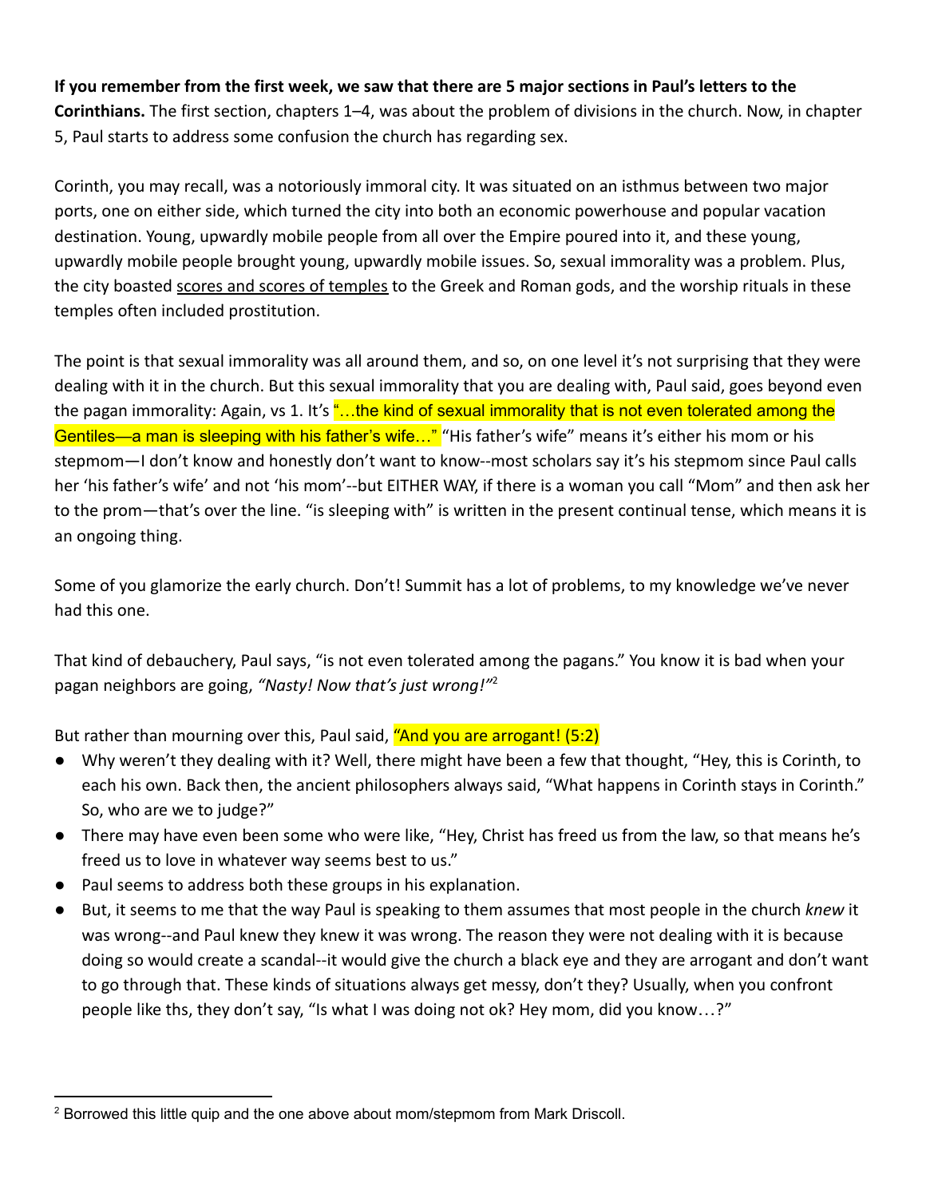**If you remember from the first week, we saw that there are 5 major sections in Paul's letters to the Corinthians.** The first section, chapters 1–4, was about the problem of divisions in the church. Now, in chapter 5, Paul starts to address some confusion the church has regarding sex.

Corinth, you may recall, was a notoriously immoral city. It was situated on an isthmus between two major ports, one on either side, which turned the city into both an economic powerhouse and popular vacation destination. Young, upwardly mobile people from all over the Empire poured into it, and these young, upwardly mobile people brought young, upwardly mobile issues. So, sexual immorality was a problem. Plus, the city boasted scores and scores of temples to the Greek and Roman gods, and the worship rituals in these temples often included prostitution.

The point is that sexual immorality was all around them, and so, on one level it's not surprising that they were dealing with it in the church. But this sexual immorality that you are dealing with, Paul said, goes beyond even the pagan immorality: Again, vs 1. It's "…the kind of sexual immorality that is not even tolerated among the Gentiles—a man is sleeping with his father's wife…" "His father's wife" means it's either his mom or his stepmom—I don't know and honestly don't want to know--most scholars say it's his stepmom since Paul calls her 'his father's wife' and not 'his mom'--but EITHER WAY, if there is a woman you call "Mom" and then ask her to the prom—that's over the line. "is sleeping with" is written in the present continual tense, which means it is an ongoing thing.

Some of you glamorize the early church. Don't! Summit has a lot of problems, to my knowledge we've never had this one.

That kind of debauchery, Paul says, "is not even tolerated among the pagans." You know it is bad when your pagan neighbors are going, *"Nasty! Now that's just wrong!"*[2]

But rather than mourning over this, Paul said, "And you are arrogant! (5:2)

- Why weren't they dealing with it? Well, there might have been a few that thought, "Hey, this is Corinth, to each his own. Back then, the ancient philosophers always said, "What happens in Corinth stays in Corinth." So, who are we to judge?"
- There may have even been some who were like, "Hey, Christ has freed us from the law, so that means he's freed us to love in whatever way seems best to us."
- Paul seems to address both these groups in his explanation.
- But, it seems to me that the way Paul is speaking to them assumes that most people in the church *knew* it was wrong--and Paul knew they knew it was wrong. The reason they were not dealing with it is because doing so would create a scandal--it would give the church a black eye and they are arrogant and don't want to go through that. These kinds of situations always get messy, don't they? Usually, when you confront people like ths, they don't say, "Is what I was doing not ok? Hey mom, did you know…?"

[2] Borrowed this little quip and the one above about mom/stepmom from Mark Driscoll.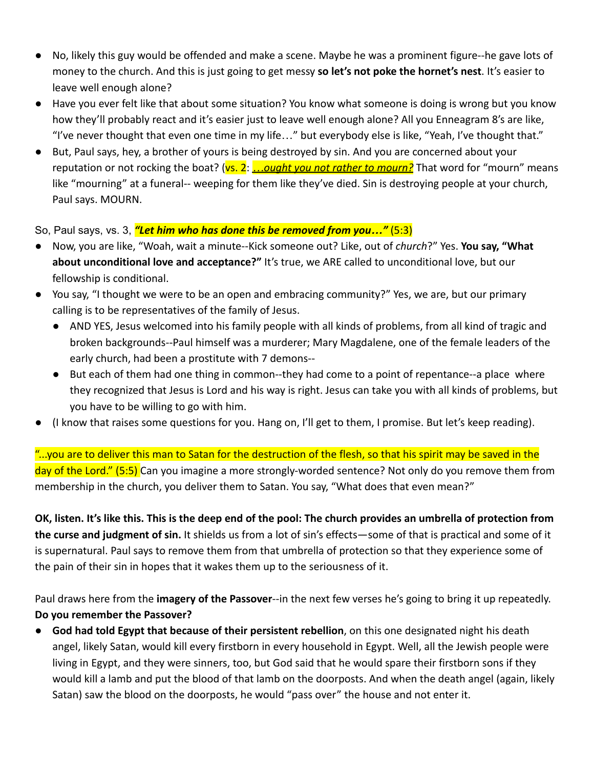- No, likely this guy would be offended and make a scene. Maybe he was a prominent figure--he gave lots of money to the church. And this is just going to get messy **so let's not poke the hornet's nest**. It's easier to leave well enough alone?
- Have you ever felt like that about some situation? You know what someone is doing is wrong but you know how they'll probably react and it's easier just to leave well enough alone? All you Enneagram 8's are like, "I've never thought that even one time in my life…" but everybody else is like, "Yeah, I've thought that."
- But, Paul says, hey, a brother of yours is being destroyed by sin. And you are concerned about your reputation or not rocking the boat? (vs. 2: ***…ought you not rather to mourn?*** That word for "mourn" means like "mourning" at a funeral-- weeping for them like they've died. Sin is destroying people at your church, Paul says. MOURN.

So, Paul says, vs. 3, ***"Let him who has done this be removed from you…"*** (5:3)

- Now, you are like, "Woah, wait a minute--Kick someone out? Like, out of *church*?" Yes. **You say, "What about unconditional love and acceptance?"** It's true, we ARE called to unconditional love, but our fellowship is conditional.
- You say, "I thought we were to be an open and embracing community?" Yes, we are, but our primary calling is to be representatives of the family of Jesus.
  - AND YES, Jesus welcomed into his family people with all kinds of problems, from all kind of tragic and broken backgrounds--Paul himself was a murderer; Mary Magdalene, one of the female leaders of the early church, had been a prostitute with 7 demons--
  - But each of them had one thing in common--they had come to a point of repentance--a place where they recognized that Jesus is Lord and his way is right. Jesus can take you with all kinds of problems, but you have to be willing to go with him.
- (I know that raises some questions for you. Hang on, I'll get to them, I promise. But let's keep reading).

"...you are to deliver this man to Satan for the destruction of the flesh, so that his spirit may be saved in the day of the Lord." (5:5) Can you imagine a more strongly-worded sentence? Not only do you remove them from membership in the church, you deliver them to Satan. You say, "What does that even mean?"

**OK, listen. It's like this. This is the deep end of the pool: The church provides an umbrella of protection from the curse and judgment of sin.** It shields us from a lot of sin's effects—some of that is practical and some of it is supernatural. Paul says to remove them from that umbrella of protection so that they experience some of the pain of their sin in hopes that it wakes them up to the seriousness of it.

Paul draws here from the **imagery of the Passover**--in the next few verses he's going to bring it up repeatedly. **Do you remember the Passover?**

- **God had told Egypt that because of their persistent rebellion**, on this one designated night his death angel, likely Satan, would kill every firstborn in every household in Egypt. Well, all the Jewish people were living in Egypt, and they were sinners, too, but God said that he would spare their firstborn sons if they would kill a lamb and put the blood of that lamb on the doorposts. And when the death angel (again, likely Satan) saw the blood on the doorposts, he would "pass over" the house and not enter it.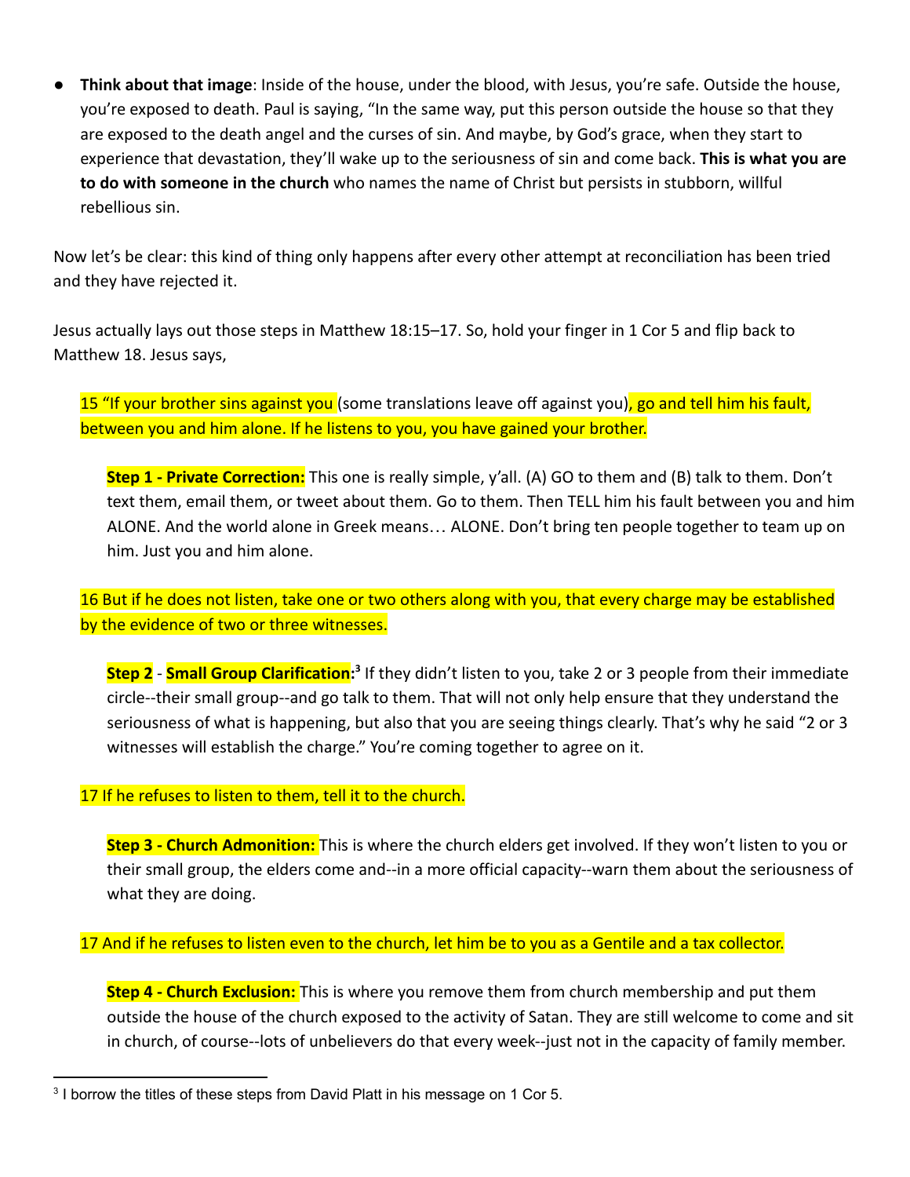- **Think about that image**: Inside of the house, under the blood, with Jesus, you're safe. Outside the house, you're exposed to death. Paul is saying, "In the same way, put this person outside the house so that they are exposed to the death angel and the curses of sin. And maybe, by God's grace, when they start to experience that devastation, they'll wake up to the seriousness of sin and come back. **This is what you are to do with someone in the church** who names the name of Christ but persists in stubborn, willful rebellious sin.

Now let's be clear: this kind of thing only happens after every other attempt at reconciliation has been tried and they have rejected it.

Jesus actually lays out those steps in Matthew 18:15–17. So, hold your finger in 1 Cor 5 and flip back to Matthew 18. Jesus says,

> 15 "If your brother sins against you (some translations leave off against you), go and tell him his fault, between you and him alone. If he listens to you, you have gained your brother.
>
> > **Step 1 - Private Correction:** This one is really simple, y'all. (A) GO to them and (B) talk to them. Don't text them, email them, or tweet about them. Go to them. Then TELL him his fault between you and him ALONE. And the world alone in Greek means… ALONE. Don't bring ten people together to team up on him. Just you and him alone.
>
> 16 But if he does not listen, take one or two others along with you, that every charge may be established by the evidence of two or three witnesses.
>
> > **Step 2** - **Small Group Clarification:**[3] If they didn't listen to you, take 2 or 3 people from their immediate circle--their small group--and go talk to them. That will not only help ensure that they understand the seriousness of what is happening, but also that you are seeing things clearly. That's why he said "2 or 3 witnesses will establish the charge." You're coming together to agree on it.
>
> 17 If he refuses to listen to them, tell it to the church.
>
> > **Step 3 - Church Admonition:** This is where the church elders get involved. If they won't listen to you or their small group, the elders come and--in a more official capacity--warn them about the seriousness of what they are doing.
>
> 17 And if he refuses to listen even to the church, let him be to you as a Gentile and a tax collector.
>
> > **Step 4 - Church Exclusion:** This is where you remove them from church membership and put them outside the house of the church exposed to the activity of Satan. They are still welcome to come and sit in church, of course--lots of unbelievers do that every week--just not in the capacity of family member.

---

[3] I borrow the titles of these steps from David Platt in his message on 1 Cor 5.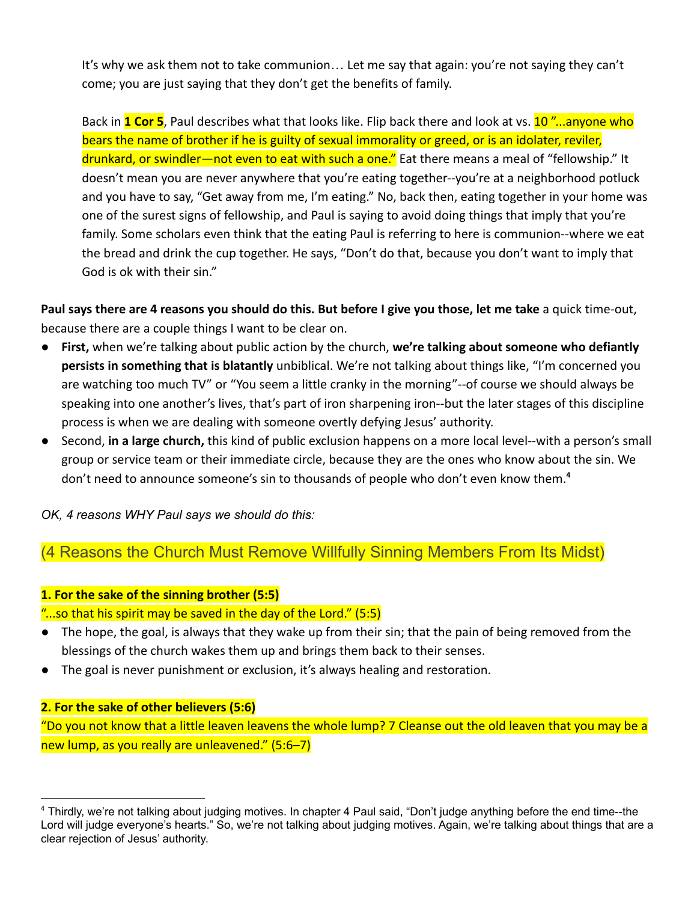It's why we ask them not to take communion… Let me say that again: you're not saying they can't come; you are just saying that they don't get the benefits of family.

Back in **1 Cor 5**, Paul describes what that looks like. Flip back there and look at vs. 10 "...anyone who bears the name of brother if he is guilty of sexual immorality or greed, or is an idolater, reviler, drunkard, or swindler—not even to eat with such a one." Eat there means a meal of "fellowship." It doesn't mean you are never anywhere that you're eating together--you're at a neighborhood potluck and you have to say, "Get away from me, I'm eating." No, back then, eating together in your home was one of the surest signs of fellowship, and Paul is saying to avoid doing things that imply that you're family. Some scholars even think that the eating Paul is referring to here is communion--where we eat the bread and drink the cup together. He says, "Don't do that, because you don't want to imply that God is ok with their sin."

**Paul says there are 4 reasons you should do this. But before I give you those, let me take** a quick time-out, because there are a couple things I want to be clear on.

- **First,** when we're talking about public action by the church, **we're talking about someone who defiantly persists in something that is blatantly** unbiblical. We're not talking about things like, "I'm concerned you are watching too much TV" or "You seem a little cranky in the morning"--of course we should always be speaking into one another's lives, that's part of iron sharpening iron--but the later stages of this discipline process is when we are dealing with someone overtly defying Jesus' authority.
- Second, **in a large church,** this kind of public exclusion happens on a more local level--with a person's small group or service team or their immediate circle, because they are the ones who know about the sin. We don't need to announce someone's sin to thousands of people who don't even know them.[4]

*OK, 4 reasons WHY Paul says we should do this:*

## (4 Reasons the Church Must Remove Willfully Sinning Members From Its Midst)

**1. For the sake of the sinning brother (5:5)**

"...so that his spirit may be saved in the day of the Lord." (5:5)

- The hope, the goal, is always that they wake up from their sin; that the pain of being removed from the blessings of the church wakes them up and brings them back to their senses.
- The goal is never punishment or exclusion, it's always healing and restoration.

**2. For the sake of other believers (5:6)**

"Do you not know that a little leaven leavens the whole lump? 7 Cleanse out the old leaven that you may be a new lump, as you really are unleavened." (5:6–7)

---

[4] Thirdly, we're not talking about judging motives. In chapter 4 Paul said, "Don't judge anything before the end time--the Lord will judge everyone's hearts." So, we're not talking about judging motives. Again, we're talking about things that are a clear rejection of Jesus' authority.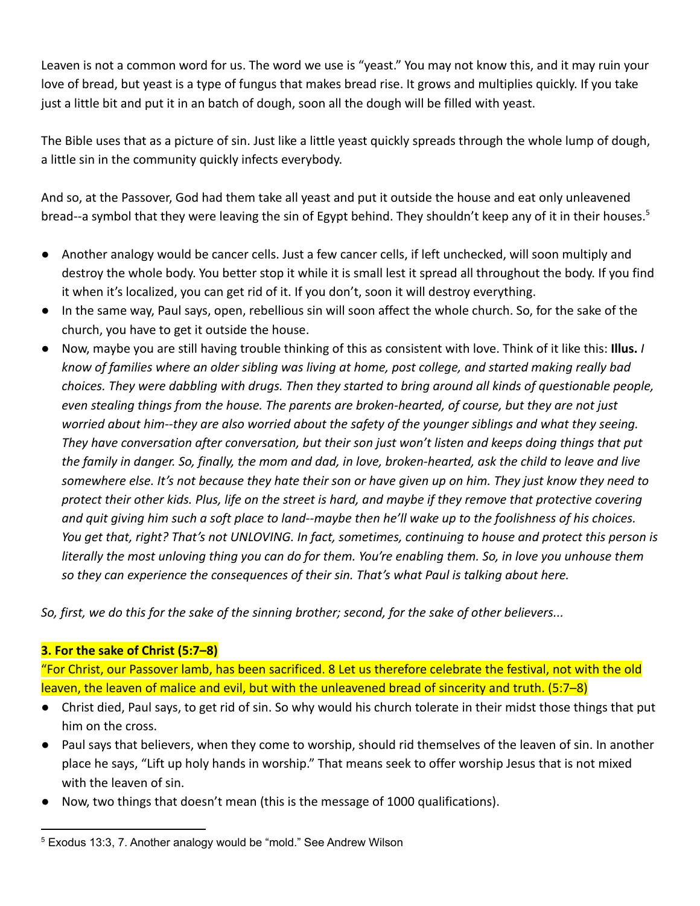Leaven is not a common word for us. The word we use is "yeast." You may not know this, and it may ruin your love of bread, but yeast is a type of fungus that makes bread rise. It grows and multiplies quickly. If you take just a little bit and put it in an batch of dough, soon all the dough will be filled with yeast.

The Bible uses that as a picture of sin. Just like a little yeast quickly spreads through the whole lump of dough, a little sin in the community quickly infects everybody.

And so, at the Passover, God had them take all yeast and put it outside the house and eat only unleavened bread--a symbol that they were leaving the sin of Egypt behind. They shouldn't keep any of it in their houses.[5]

- Another analogy would be cancer cells. Just a few cancer cells, if left unchecked, will soon multiply and destroy the whole body. You better stop it while it is small lest it spread all throughout the body. If you find it when it's localized, you can get rid of it. If you don't, soon it will destroy everything.
- In the same way, Paul says, open, rebellious sin will soon affect the whole church. So, for the sake of the church, you have to get it outside the house.
- Now, maybe you are still having trouble thinking of this as consistent with love. Think of it like this: **Illus.** *I know of families where an older sibling was living at home, post college, and started making really bad choices. They were dabbling with drugs. Then they started to bring around all kinds of questionable people, even stealing things from the house. The parents are broken-hearted, of course, but they are not just worried about him--they are also worried about the safety of the younger siblings and what they seeing. They have conversation after conversation, but their son just won't listen and keeps doing things that put the family in danger. So, finally, the mom and dad, in love, broken-hearted, ask the child to leave and live somewhere else. It's not because they hate their son or have given up on him. They just know they need to protect their other kids. Plus, life on the street is hard, and maybe if they remove that protective covering and quit giving him such a soft place to land--maybe then he'll wake up to the foolishness of his choices. You get that, right? That's not UNLOVING. In fact, sometimes, continuing to house and protect this person is literally the most unloving thing you can do for them. You're enabling them. So, in love you unhouse them so they can experience the consequences of their sin. That's what Paul is talking about here.*

*So, first, we do this for the sake of the sinning brother; second, for the sake of other believers...*

**3. For the sake of Christ (5:7–8)**

"For Christ, our Passover lamb, has been sacrificed. 8 Let us therefore celebrate the festival, not with the old leaven, the leaven of malice and evil, but with the unleavened bread of sincerity and truth. (5:7–8)

- Christ died, Paul says, to get rid of sin. So why would his church tolerate in their midst those things that put him on the cross.
- Paul says that believers, when they come to worship, should rid themselves of the leaven of sin. In another place he says, "Lift up holy hands in worship." That means seek to offer worship Jesus that is not mixed with the leaven of sin.
- Now, two things that doesn't mean (this is the message of 1000 qualifications).

[5] Exodus 13:3, 7. Another analogy would be "mold." See Andrew Wilson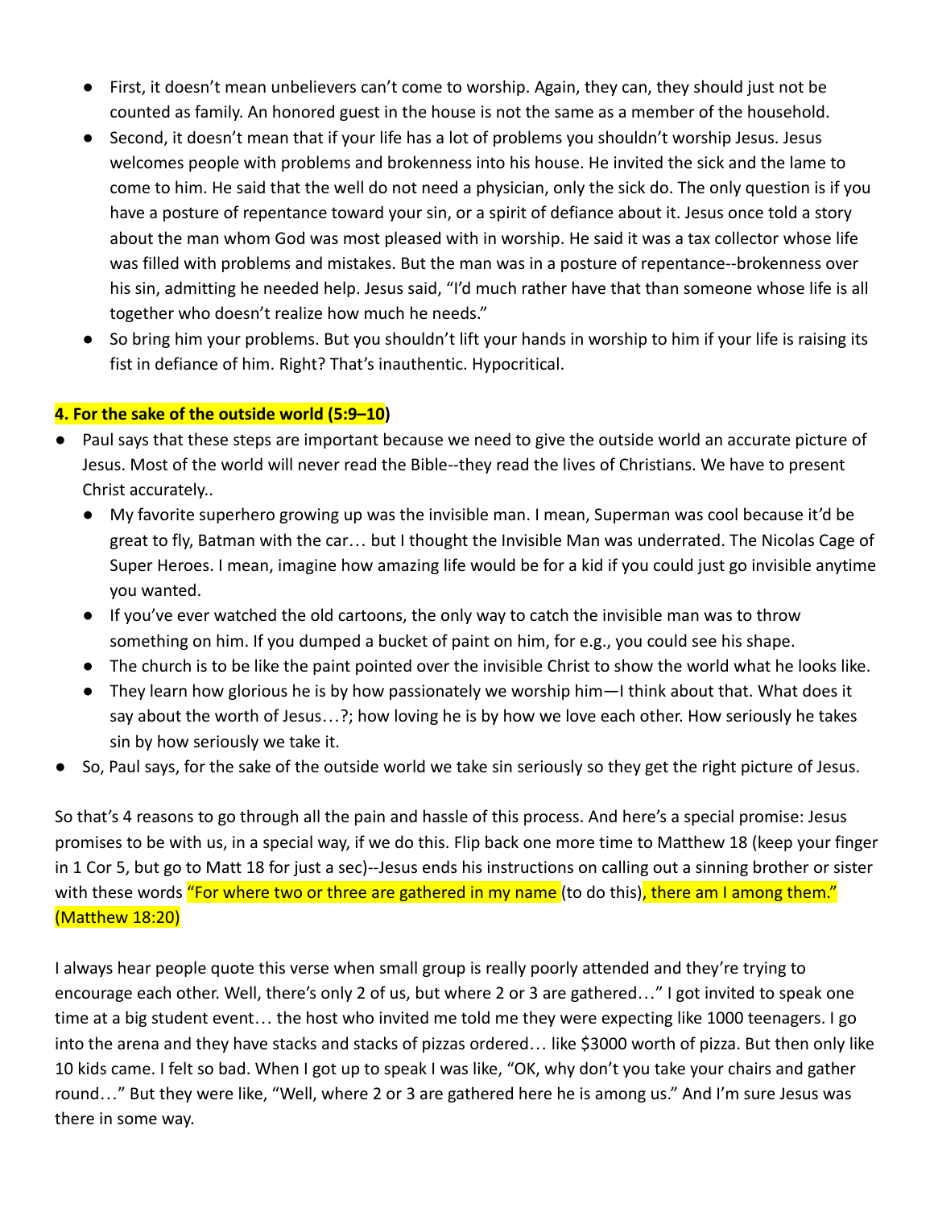- First, it doesn't mean unbelievers can't come to worship. Again, they can, they should just not be counted as family. An honored guest in the house is not the same as a member of the household.
- Second, it doesn't mean that if your life has a lot of problems you shouldn't worship Jesus. Jesus welcomes people with problems and brokenness into his house. He invited the sick and the lame to come to him. He said that the well do not need a physician, only the sick do. The only question is if you have a posture of repentance toward your sin, or a spirit of defiance about it. Jesus once told a story about the man whom God was most pleased with in worship. He said it was a tax collector whose life was filled with problems and mistakes. But the man was in a posture of repentance--brokenness over his sin, admitting he needed help. Jesus said, "I'd much rather have that than someone whose life is all together who doesn't realize how much he needs."
- So bring him your problems. But you shouldn't lift your hands in worship to him if your life is raising its fist in defiance of him. Right? That's inauthentic. Hypocritical.

**4. For the sake of the outside world (5:9–10)**

- Paul says that these steps are important because we need to give the outside world an accurate picture of Jesus. Most of the world will never read the Bible--they read the lives of Christians. We have to present Christ accurately..
  - My favorite superhero growing up was the invisible man. I mean, Superman was cool because it'd be great to fly, Batman with the car… but I thought the Invisible Man was underrated. The Nicolas Cage of Super Heroes. I mean, imagine how amazing life would be for a kid if you could just go invisible anytime you wanted.
  - If you've ever watched the old cartoons, the only way to catch the invisible man was to throw something on him. If you dumped a bucket of paint on him, for e.g., you could see his shape.
  - The church is to be like the paint pointed over the invisible Christ to show the world what he looks like.
  - They learn how glorious he is by how passionately we worship him—I think about that. What does it say about the worth of Jesus…?; how loving he is by how we love each other. How seriously he takes sin by how seriously we take it.
- So, Paul says, for the sake of the outside world we take sin seriously so they get the right picture of Jesus.

So that's 4 reasons to go through all the pain and hassle of this process. And here's a special promise: Jesus promises to be with us, in a special way, if we do this. Flip back one more time to Matthew 18 (keep your finger in 1 Cor 5, but go to Matt 18 for just a sec)--Jesus ends his instructions on calling out a sinning brother or sister with these words "For where two or three are gathered in my name (to do this), there am I among them." (Matthew 18:20)

I always hear people quote this verse when small group is really poorly attended and they're trying to encourage each other. Well, there's only 2 of us, but where 2 or 3 are gathered…" I got invited to speak one time at a big student event… the host who invited me told me they were expecting like 1000 teenagers. I go into the arena and they have stacks and stacks of pizzas ordered… like $3000 worth of pizza. But then only like 10 kids came. I felt so bad. When I got up to speak I was like, "OK, why don't you take your chairs and gather round…" But they were like, "Well, where 2 or 3 are gathered here he is among us." And I'm sure Jesus was there in some way.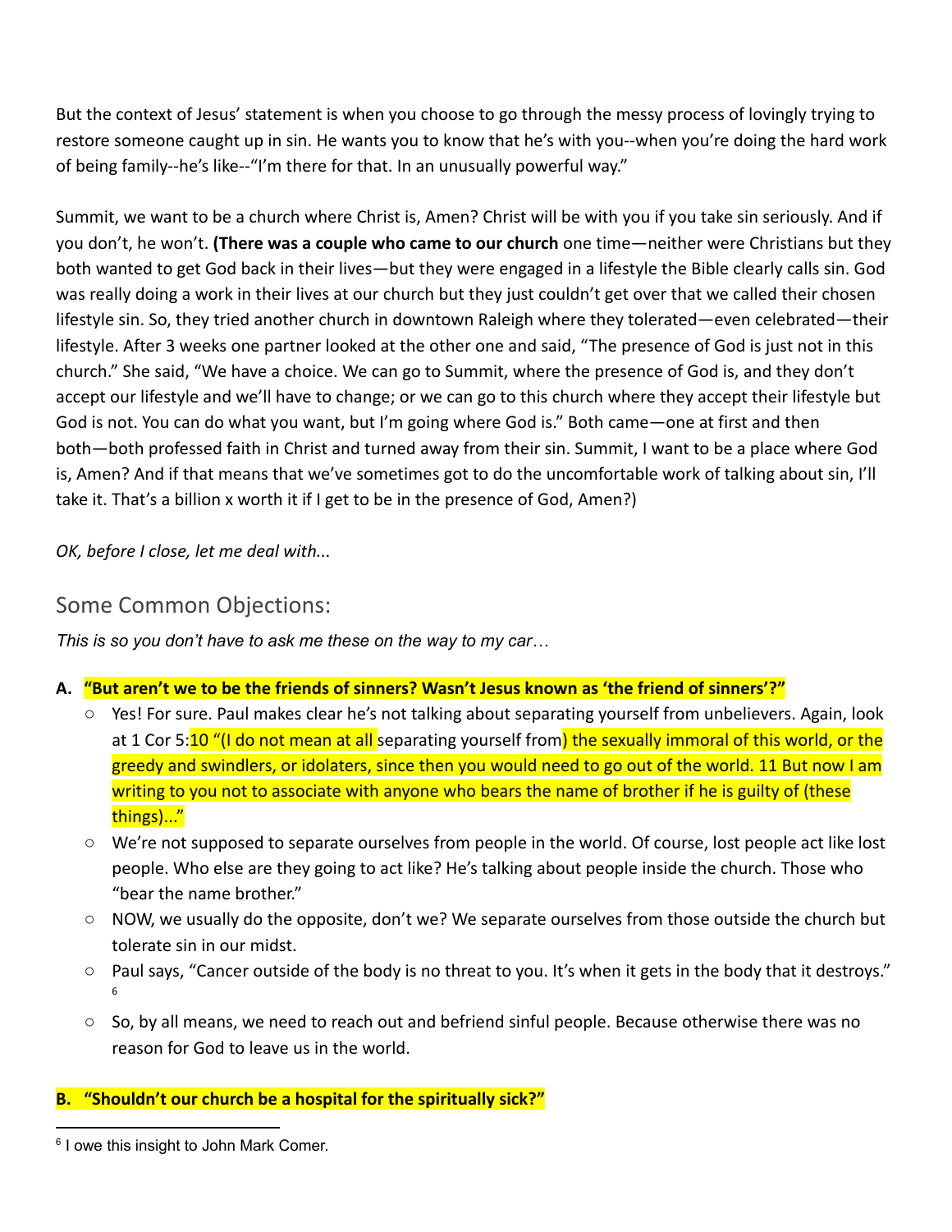But the context of Jesus' statement is when you choose to go through the messy process of lovingly trying to restore someone caught up in sin. He wants you to know that he's with you--when you're doing the hard work of being family--he's like--"I'm there for that. In an unusually powerful way."

Summit, we want to be a church where Christ is, Amen? Christ will be with you if you take sin seriously. And if you don't, he won't. **(There was a couple who came to our church** one time—neither were Christians but they both wanted to get God back in their lives—but they were engaged in a lifestyle the Bible clearly calls sin. God was really doing a work in their lives at our church but they just couldn't get over that we called their chosen lifestyle sin. So, they tried another church in downtown Raleigh where they tolerated—even celebrated—their lifestyle. After 3 weeks one partner looked at the other one and said, "The presence of God is just not in this church." She said, "We have a choice. We can go to Summit, where the presence of God is, and they don't accept our lifestyle and we'll have to change; or we can go to this church where they accept their lifestyle but God is not. You can do what you want, but I'm going where God is." Both came—one at first and then both—both professed faith in Christ and turned away from their sin. Summit, I want to be a place where God is, Amen? And if that means that we've sometimes got to do the uncomfortable work of talking about sin, I'll take it. That's a billion x worth it if I get to be in the presence of God, Amen?)

*OK, before I close, let me deal with...*

## Some Common Objections:

*This is so you don't have to ask me these on the way to my car…*

**A. "But aren't we to be the friends of sinners? Wasn't Jesus known as 'the friend of sinners'?"**

- Yes! For sure. Paul makes clear he's not talking about separating yourself from unbelievers. Again, look at 1 Cor 5:10 "(I do not mean at all separating yourself from) the sexually immoral of this world, or the greedy and swindlers, or idolaters, since then you would need to go out of the world. 11 But now I am writing to you not to associate with anyone who bears the name of brother if he is guilty of (these things)..."
- We're not supposed to separate ourselves from people in the world. Of course, lost people act like lost people. Who else are they going to act like? He's talking about people inside the church. Those who "bear the name brother."
- NOW, we usually do the opposite, don't we? We separate ourselves from those outside the church but tolerate sin in our midst.
- Paul says, "Cancer outside of the body is no threat to you. It's when it gets in the body that it destroys."[6]
- So, by all means, we need to reach out and befriend sinful people. Because otherwise there was no reason for God to leave us in the world.

**B. "Shouldn't our church be a hospital for the spiritually sick?"**

---

[6] I owe this insight to John Mark Comer.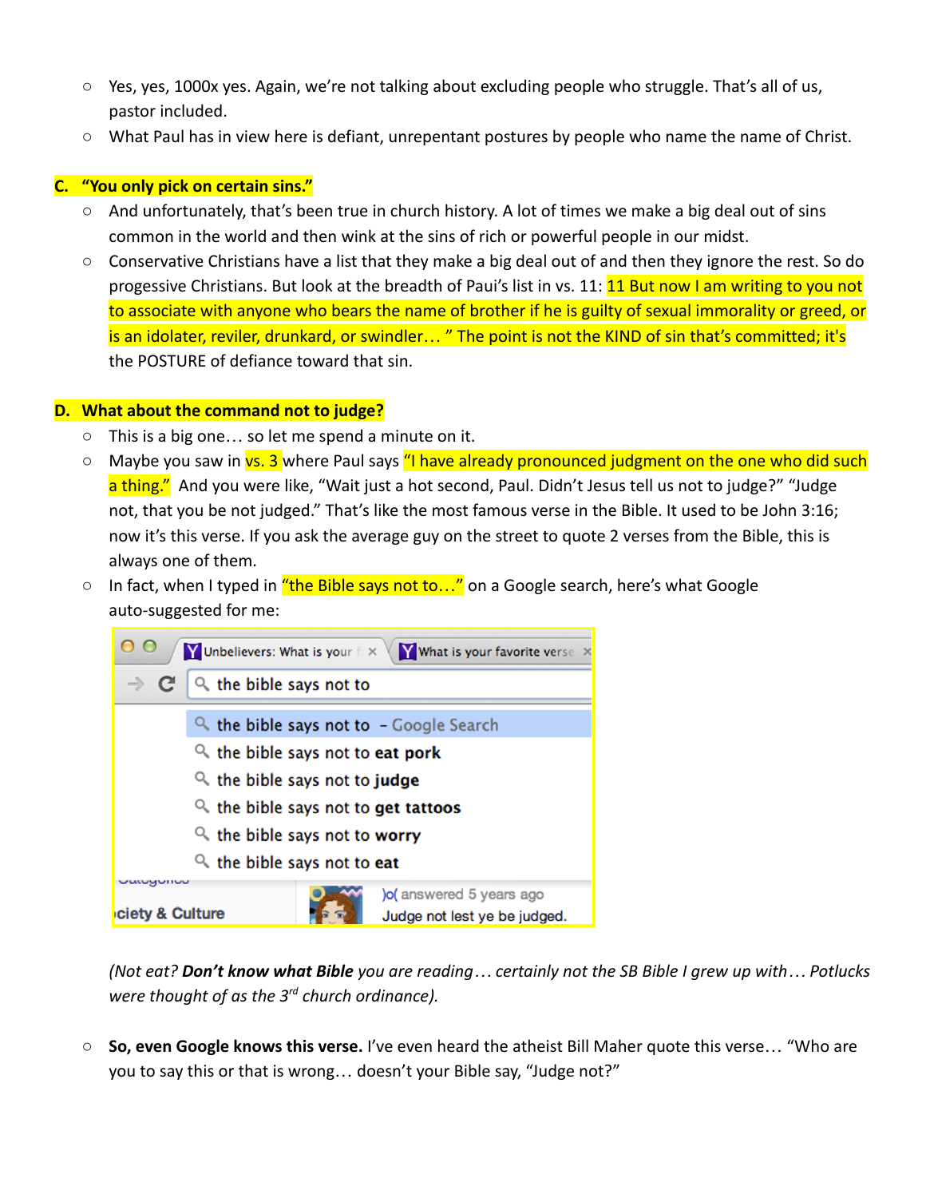- Yes, yes, 1000x yes. Again, we're not talking about excluding people who struggle. That's all of us, pastor included.
- What Paul has in view here is defiant, unrepentant postures by people who name the name of Christ.

**C. "You only pick on certain sins."**

- And unfortunately, that's been true in church history. A lot of times we make a big deal out of sins common in the world and then wink at the sins of rich or powerful people in our midst.
- Conservative Christians have a list that they make a big deal out of and then they ignore the rest. So do progessive Christians. But look at the breadth of Paui's list in vs. 11: 11 But now I am writing to you not to associate with anyone who bears the name of brother if he is guilty of sexual immorality or greed, or is an idolater, reviler, drunkard, or swindler… " The point is not the KIND of sin that's committed; it's the POSTURE of defiance toward that sin.

**D. What about the command not to judge?**

- This is a big one… so let me spend a minute on it.
- Maybe you saw in vs. 3 where Paul says "I have already pronounced judgment on the one who did such a thing." And you were like, "Wait just a hot second, Paul. Didn't Jesus tell us not to judge?" "Judge not, that you be not judged." That's like the most famous verse in the Bible. It used to be John 3:16; now it's this verse. If you ask the average guy on the street to quote 2 verses from the Bible, this is always one of them.
- In fact, when I typed in "the Bible says not to…" on a Google search, here's what Google auto-suggested for me:

  Unbelievers: What is your f… | What is your favorite verse…

  the bible says not to

  - the bible says not to – Google Search
  - the bible says not to **eat pork**
  - the bible says not to **judge**
  - the bible says not to **get tattoos**
  - the bible says not to **worry**
  - the bible says not to **eat**

  Categories … ciety & Culture … )o( answered 5 years ago … Judge not lest ye be judged.

  *(Not eat? **Don't know what Bible** you are reading… certainly not the SB Bible I grew up with… Potlucks were thought of as the 3rd church ordinance).*

- **So, even Google knows this verse.** I've even heard the atheist Bill Maher quote this verse… "Who are you to say this or that is wrong… doesn't your Bible say, "Judge not?"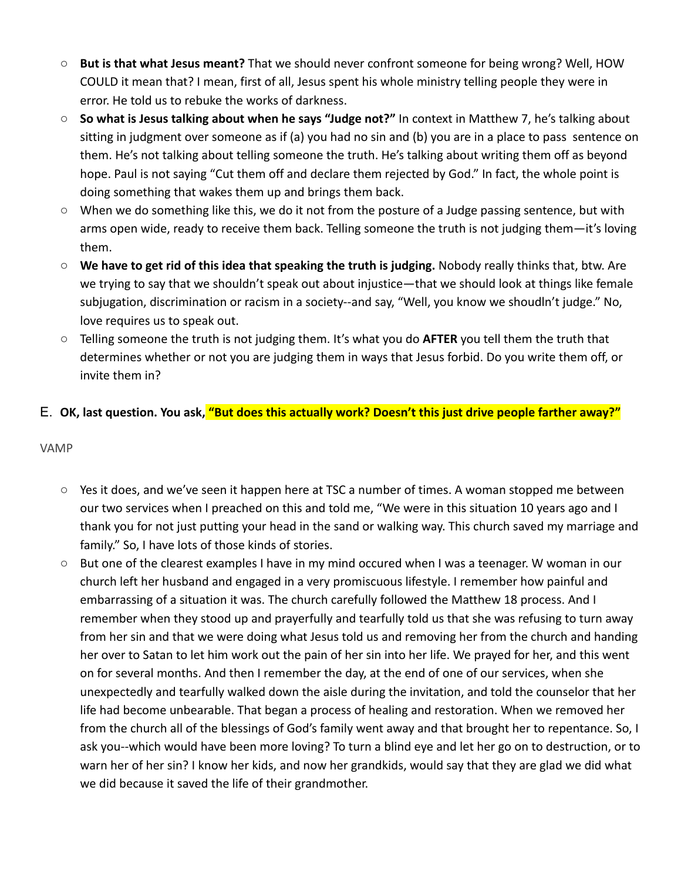- **But is that what Jesus meant?** That we should never confront someone for being wrong? Well, HOW COULD it mean that? I mean, first of all, Jesus spent his whole ministry telling people they were in error. He told us to rebuke the works of darkness.
- **So what is Jesus talking about when he says "Judge not?"** In context in Matthew 7, he's talking about sitting in judgment over someone as if (a) you had no sin and (b) you are in a place to pass sentence on them. He's not talking about telling someone the truth. He's talking about writing them off as beyond hope. Paul is not saying "Cut them off and declare them rejected by God." In fact, the whole point is doing something that wakes them up and brings them back.
- When we do something like this, we do it not from the posture of a Judge passing sentence, but with arms open wide, ready to receive them back. Telling someone the truth is not judging them—it's loving them.
- **We have to get rid of this idea that speaking the truth is judging.** Nobody really thinks that, btw. Are we trying to say that we shouldn't speak out about injustice—that we should look at things like female subjugation, discrimination or racism in a society--and say, "Well, you know we shoudln't judge." No, love requires us to speak out.
- Telling someone the truth is not judging them. It's what you do **AFTER** you tell them the truth that determines whether or not you are judging them in ways that Jesus forbid. Do you write them off, or invite them in?

E. **OK, last question. You ask, "But does this actually work? Doesn't this just drive people farther away?"**

VAMP

- Yes it does, and we've seen it happen here at TSC a number of times. A woman stopped me between our two services when I preached on this and told me, "We were in this situation 10 years ago and I thank you for not just putting your head in the sand or walking way. This church saved my marriage and family." So, I have lots of those kinds of stories.
- But one of the clearest examples I have in my mind occured when I was a teenager. W woman in our church left her husband and engaged in a very promiscuous lifestyle. I remember how painful and embarrassing of a situation it was. The church carefully followed the Matthew 18 process. And I remember when they stood up and prayerfully and tearfully told us that she was refusing to turn away from her sin and that we were doing what Jesus told us and removing her from the church and handing her over to Satan to let him work out the pain of her sin into her life. We prayed for her, and this went on for several months. And then I remember the day, at the end of one of our services, when she unexpectedly and tearfully walked down the aisle during the invitation, and told the counselor that her life had become unbearable. That began a process of healing and restoration. When we removed her from the church all of the blessings of God's family went away and that brought her to repentance. So, I ask you--which would have been more loving? To turn a blind eye and let her go on to destruction, or to warn her of her sin? I know her kids, and now her grandkids, would say that they are glad we did what we did because it saved the life of their grandmother.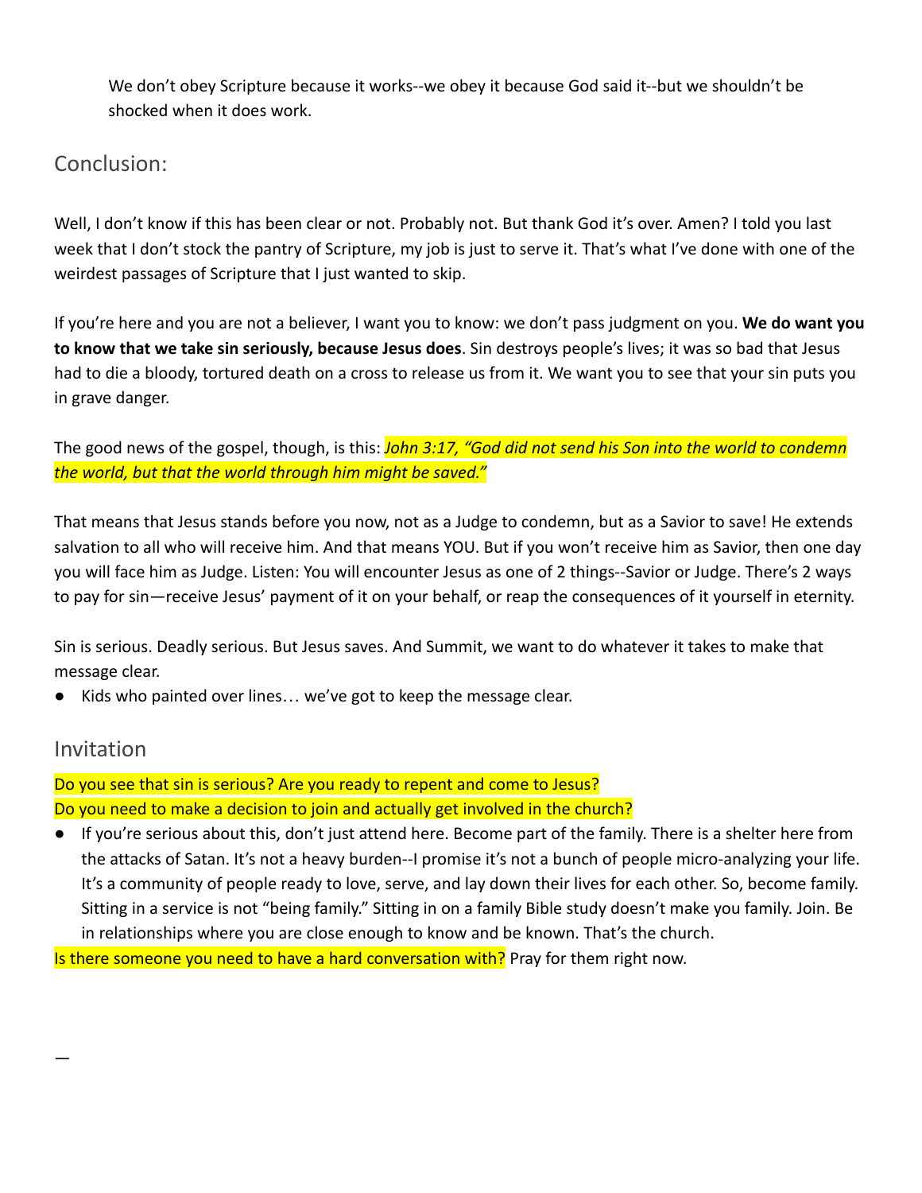We don't obey Scripture because it works--we obey it because God said it--but we shouldn't be shocked when it does work.

## Conclusion:

Well, I don't know if this has been clear or not. Probably not. But thank God it's over. Amen? I told you last week that I don't stock the pantry of Scripture, my job is just to serve it. That's what I've done with one of the weirdest passages of Scripture that I just wanted to skip.

If you're here and you are not a believer, I want you to know: we don't pass judgment on you. **We do want you to know that we take sin seriously, because Jesus does**. Sin destroys people's lives; it was so bad that Jesus had to die a bloody, tortured death on a cross to release us from it. We want you to see that your sin puts you in grave danger.

The good news of the gospel, though, is this: *John 3:17, "God did not send his Son into the world to condemn the world, but that the world through him might be saved."*

That means that Jesus stands before you now, not as a Judge to condemn, but as a Savior to save! He extends salvation to all who will receive him. And that means YOU. But if you won't receive him as Savior, then one day you will face him as Judge. Listen: You will encounter Jesus as one of 2 things--Savior or Judge. There's 2 ways to pay for sin—receive Jesus' payment of it on your behalf, or reap the consequences of it yourself in eternity.

Sin is serious. Deadly serious. But Jesus saves. And Summit, we want to do whatever it takes to make that message clear.

- Kids who painted over lines… we've got to keep the message clear.

## Invitation

Do you see that sin is serious? Are you ready to repent and come to Jesus?

Do you need to make a decision to join and actually get involved in the church?

- If you're serious about this, don't just attend here. Become part of the family. There is a shelter here from the attacks of Satan. It's not a heavy burden--I promise it's not a bunch of people micro-analyzing your life. It's a community of people ready to love, serve, and lay down their lives for each other. So, become family. Sitting in a service is not "being family." Sitting in on a family Bible study doesn't make you family. Join. Be in relationships where you are close enough to know and be known. That's the church.

Is there someone you need to have a hard conversation with? Pray for them right now.

—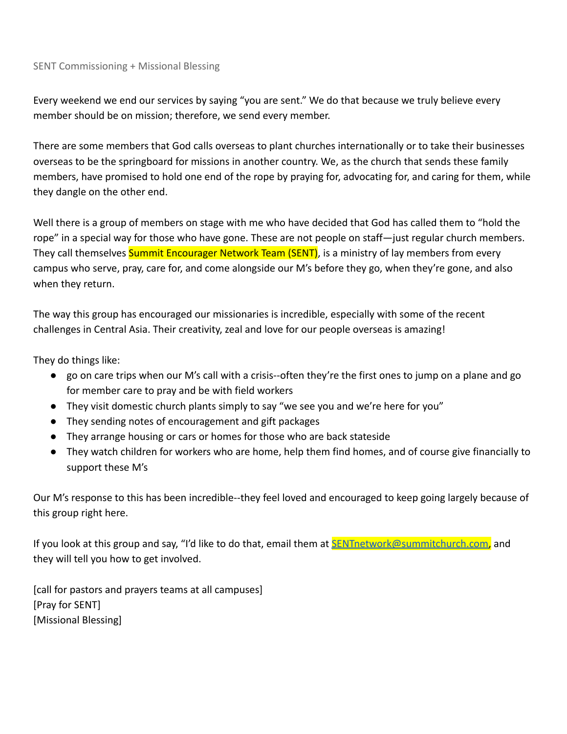SENT Commissioning + Missional Blessing

Every weekend we end our services by saying "you are sent." We do that because we truly believe every member should be on mission; therefore, we send every member.

There are some members that God calls overseas to plant churches internationally or to take their businesses overseas to be the springboard for missions in another country. We, as the church that sends these family members, have promised to hold one end of the rope by praying for, advocating for, and caring for them, while they dangle on the other end.

Well there is a group of members on stage with me who have decided that God has called them to "hold the rope" in a special way for those who have gone. These are not people on staff—just regular church members. They call themselves Summit Encourager Network Team (SENT), is a ministry of lay members from every campus who serve, pray, care for, and come alongside our M's before they go, when they're gone, and also when they return.

The way this group has encouraged our missionaries is incredible, especially with some of the recent challenges in Central Asia. Their creativity, zeal and love for our people overseas is amazing!

They do things like:

- go on care trips when our M's call with a crisis--often they're the first ones to jump on a plane and go for member care to pray and be with field workers
- They visit domestic church plants simply to say "we see you and we're here for you"
- They sending notes of encouragement and gift packages
- They arrange housing or cars or homes for those who are back stateside
- They watch children for workers who are home, help them find homes, and of course give financially to support these M's

Our M's response to this has been incredible--they feel loved and encouraged to keep going largely because of this group right here.

If you look at this group and say, "I'd like to do that, email them at SENTnetwork@summitchurch.com, and they will tell you how to get involved.

[call for pastors and prayers teams at all campuses]
[Pray for SENT]
[Missional Blessing]